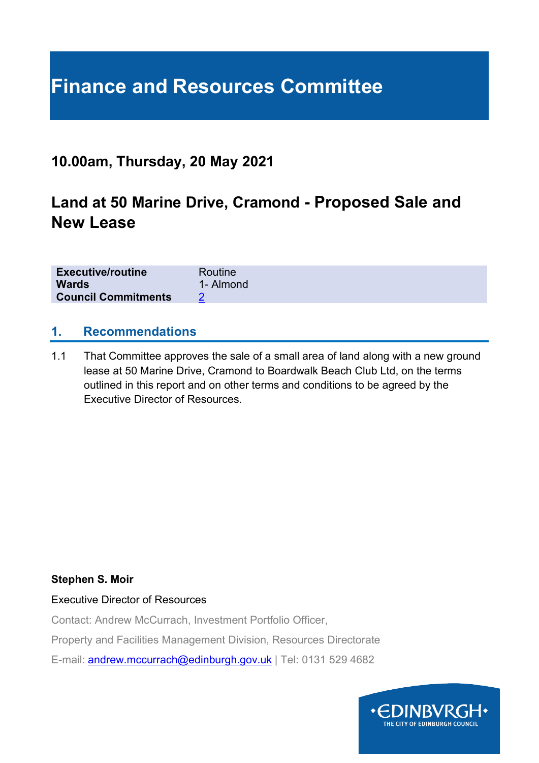# Finance and Resources Committee

## 10.00am, Thursday, 20 May 2021

## Land at 50 Marine Drive, Cramond - Proposed Sale and New Lease

| | |
|---|---|
| **Executive/routine** | Routine |
| **Wards** | 1- Almond |
| **Council Commitments** | 2 |

### 1. Recommendations

1.1 That Committee approves the sale of a small area of land along with a new ground lease at 50 Marine Drive, Cramond to Boardwalk Beach Club Ltd, on the terms outlined in this report and on other terms and conditions to be agreed by the Executive Director of Resources.

**Stephen S. Moir**

Executive Director of Resources

Contact: Andrew McCurrach, Investment Portfolio Officer,

Property and Facilities Management Division, Resources Directorate

E-mail: andrew.mccurrach@edinburgh.gov.uk | Tel: 0131 529 4682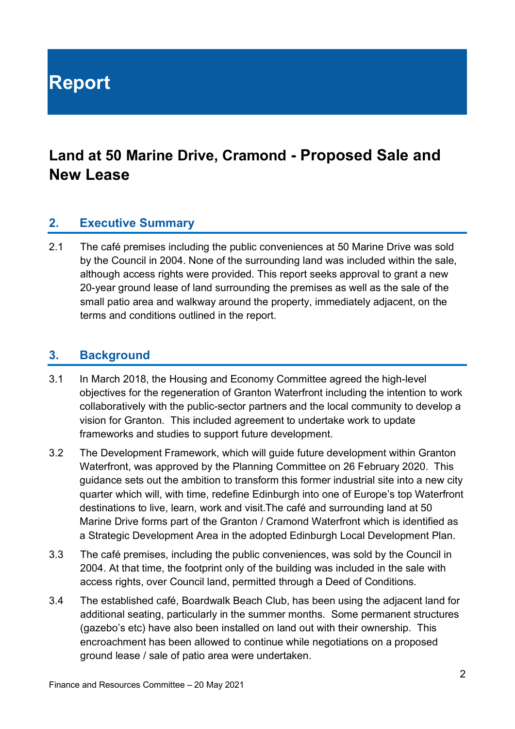# Report

## Land at 50 Marine Drive, Cramond - Proposed Sale and New Lease

### 2. Executive Summary

2.1 The café premises including the public conveniences at 50 Marine Drive was sold by the Council in 2004. None of the surrounding land was included within the sale, although access rights were provided. This report seeks approval to grant a new 20-year ground lease of land surrounding the premises as well as the sale of the small patio area and walkway around the property, immediately adjacent, on the terms and conditions outlined in the report.

### 3. Background

3.1 In March 2018, the Housing and Economy Committee agreed the high-level objectives for the regeneration of Granton Waterfront including the intention to work collaboratively with the public-sector partners and the local community to develop a vision for Granton. This included agreement to undertake work to update frameworks and studies to support future development.

3.2 The Development Framework, which will guide future development within Granton Waterfront, was approved by the Planning Committee on 26 February 2020. This guidance sets out the ambition to transform this former industrial site into a new city quarter which will, with time, redefine Edinburgh into one of Europe's top Waterfront destinations to live, learn, work and visit.The café and surrounding land at 50 Marine Drive forms part of the Granton / Cramond Waterfront which is identified as a Strategic Development Area in the adopted Edinburgh Local Development Plan.

3.3 The café premises, including the public conveniences, was sold by the Council in 2004. At that time, the footprint only of the building was included in the sale with access rights, over Council land, permitted through a Deed of Conditions.

3.4 The established café, Boardwalk Beach Club, has been using the adjacent land for additional seating, particularly in the summer months. Some permanent structures (gazebo's etc) have also been installed on land out with their ownership. This encroachment has been allowed to continue while negotiations on a proposed ground lease / sale of patio area were undertaken.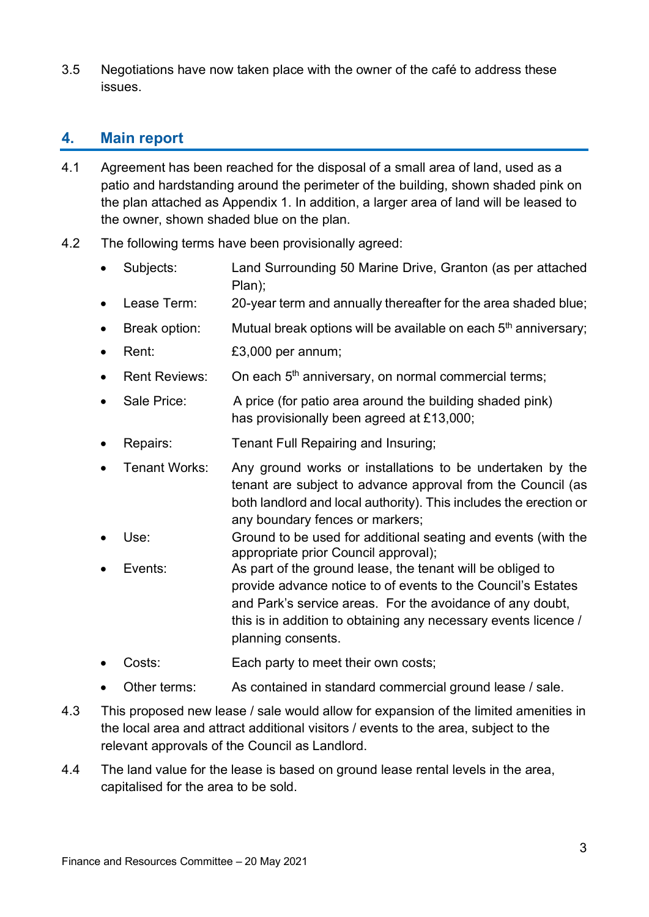3.5 Negotiations have now taken place with the owner of the café to address these issues.

## 4. Main report

4.1 Agreement has been reached for the disposal of a small area of land, used as a patio and hardstanding around the perimeter of the building, shown shaded pink on the plan attached as Appendix 1. In addition, a larger area of land will be leased to the owner, shown shaded blue on the plan.

4.2 The following terms have been provisionally agreed:

- Subjects: Land Surrounding 50 Marine Drive, Granton (as per attached Plan);
- Lease Term: 20-year term and annually thereafter for the area shaded blue;
- Break option: Mutual break options will be available on each 5th anniversary;
- Rent: £3,000 per annum;
- Rent Reviews: On each 5th anniversary, on normal commercial terms;
- Sale Price: A price (for patio area around the building shaded pink) has provisionally been agreed at £13,000;
- Repairs: Tenant Full Repairing and Insuring;
- Tenant Works: Any ground works or installations to be undertaken by the tenant are subject to advance approval from the Council (as both landlord and local authority). This includes the erection or any boundary fences or markers;
- Use: Ground to be used for additional seating and events (with the appropriate prior Council approval);
- Events: As part of the ground lease, the tenant will be obliged to provide advance notice to of events to the Council's Estates and Park's service areas. For the avoidance of any doubt, this is in addition to obtaining any necessary events licence / planning consents.
- Costs: Each party to meet their own costs;
- Other terms: As contained in standard commercial ground lease / sale.

4.3 This proposed new lease / sale would allow for expansion of the limited amenities in the local area and attract additional visitors / events to the area, subject to the relevant approvals of the Council as Landlord.

4.4 The land value for the lease is based on ground lease rental levels in the area, capitalised for the area to be sold.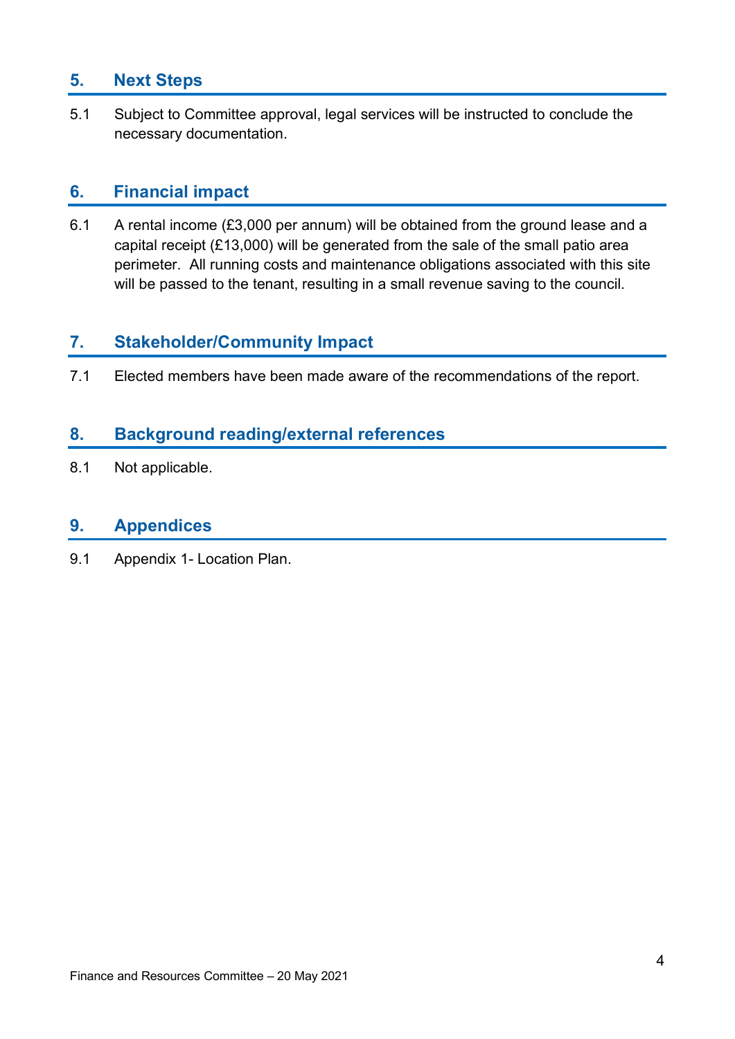## 5. Next Steps

5.1 Subject to Committee approval, legal services will be instructed to conclude the necessary documentation.

## 6. Financial impact

6.1 A rental income (£3,000 per annum) will be obtained from the ground lease and a capital receipt (£13,000) will be generated from the sale of the small patio area perimeter. All running costs and maintenance obligations associated with this site will be passed to the tenant, resulting in a small revenue saving to the council.

## 7. Stakeholder/Community Impact

7.1 Elected members have been made aware of the recommendations of the report.

## 8. Background reading/external references

8.1 Not applicable.

## 9. Appendices

9.1 Appendix 1- Location Plan.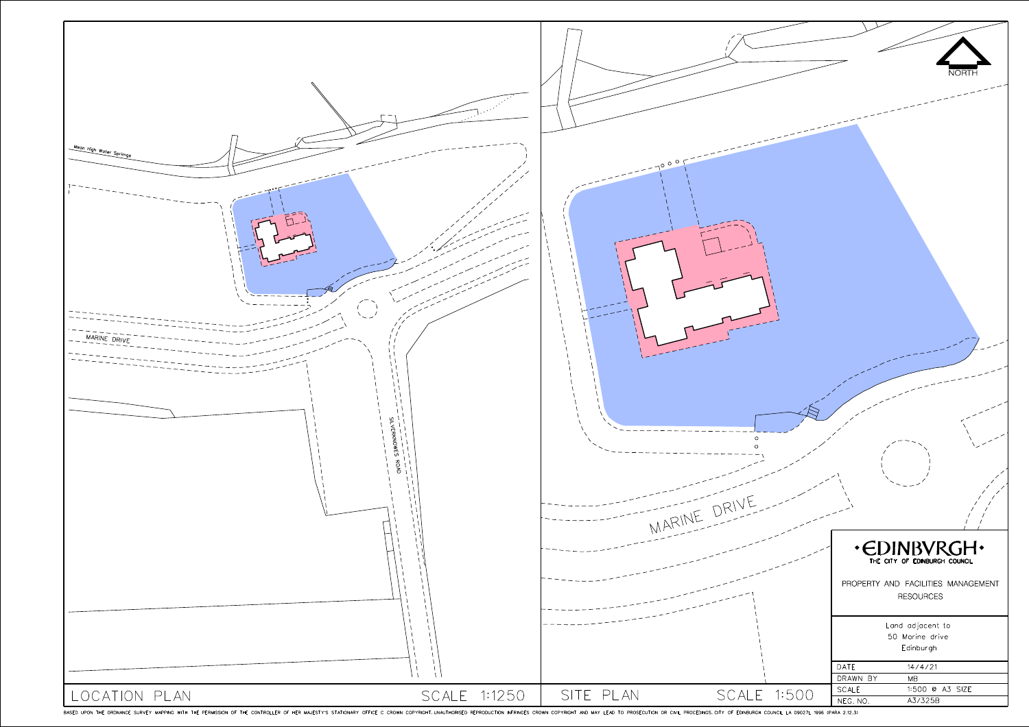LOCATION PLAN SCALE 1:1250

Mean High Water Springs

MARINE DRIVE

SILVERKNOWES ROAD

SITE PLAN SCALE 1:500

MARINE DRIVE

NORTH

·EDINBVRGH·
THE CITY OF EDINBURGH COUNCIL

PROPERTY AND FACILITIES MANAGEMENT RESOURCES

Land adjacent to 50 Marine drive Edinburgh

| | |
|---|---|
| DATE | 14/4/21 |
| DRAWN BY | MB |
| SCALE | 1:500 @ A3 SIZE |
| NEG. NO. | A3/3258 |

BASED UPON THE ORDNANCE SURVEY MAPPING WITH THE PERMISSION OF THE CONTROLLER OF HER MAJESTY'S STATIONARY OFFICE C CROWN COPYRIGHT. UNAUTHORISED REPRODUCTION INFRINGES CROWN COPYRIGHT AND MAY LEAD TO PROSECUTION OR CIVIL PROCEEDINGS. CITY OF EDINBURGH COUNCIL LA 09027L 1996 (PARA 2.12.3)